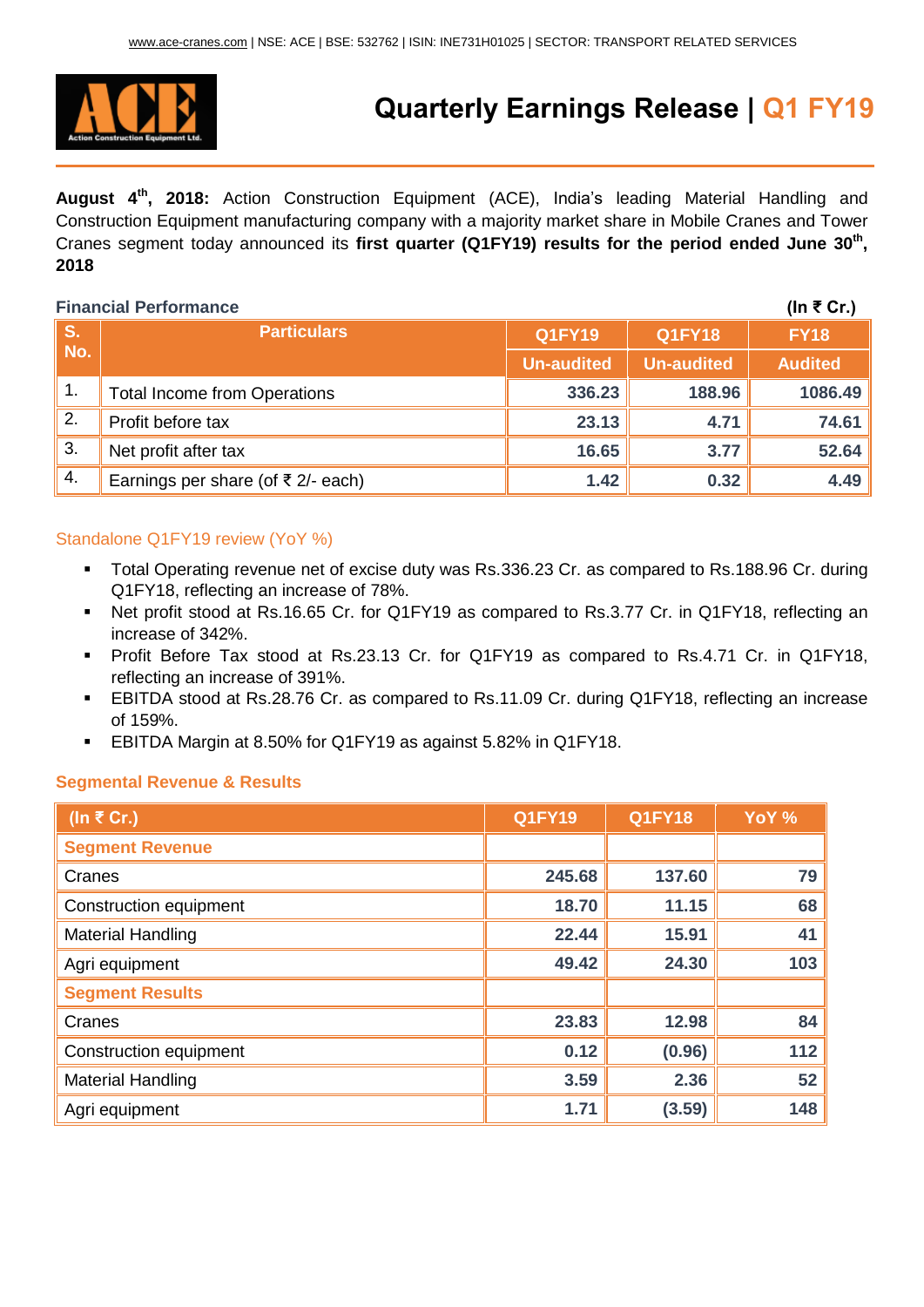www.ace-cranes.com | NSE: ACE | BSE: 532762 | ISIN: INE731H01025 | SECTOR: TRANSPORT RELATED SERVICES

# Quarterly Earnings Release | Q1 FY19

**August 4th, 2018:** Action Construction Equipment (ACE), India's leading Material Handling and Construction Equipment manufacturing company with a majority market share in Mobile Cranes and Tower Cranes segment today announced its **first quarter (Q1FY19) results for the period ended June 30th, 2018**

### Financial Performance

**(In ₹ Cr.)**

| S. No. | Particulars | Q1FY19 | Q1FY18 | FY18 |
|---|---|---|---|---|
| | | Un-audited | Un-audited | Audited |
| 1. | Total Income from Operations | 336.23 | 188.96 | 1086.49 |
| 2. | Profit before tax | 23.13 | 4.71 | 74.61 |
| 3. | Net profit after tax | 16.65 | 3.77 | 52.64 |
| 4. | Earnings per share (of ₹ 2/- each) | 1.42 | 0.32 | 4.49 |

### Standalone Q1FY19 review (YoY %)

- Total Operating revenue net of excise duty was Rs.336.23 Cr. as compared to Rs.188.96 Cr. during Q1FY18, reflecting an increase of 78%.
- Net profit stood at Rs.16.65 Cr. for Q1FY19 as compared to Rs.3.77 Cr. in Q1FY18, reflecting an increase of 342%.
- Profit Before Tax stood at Rs.23.13 Cr. for Q1FY19 as compared to Rs.4.71 Cr. in Q1FY18, reflecting an increase of 391%.
- EBITDA stood at Rs.28.76 Cr. as compared to Rs.11.09 Cr. during Q1FY18, reflecting an increase of 159%.
- EBITDA Margin at 8.50% for Q1FY19 as against 5.82% in Q1FY18.

### Segmental Revenue & Results

| (In ₹ Cr.) | Q1FY19 | Q1FY18 | YoY % |
|---|---|---|---|
| **Segment Revenue** | | | |
| Cranes | 245.68 | 137.60 | 79 |
| Construction equipment | 18.70 | 11.15 | 68 |
| Material Handling | 22.44 | 15.91 | 41 |
| Agri equipment | 49.42 | 24.30 | 103 |
| **Segment Results** | | | |
| Cranes | 23.83 | 12.98 | 84 |
| Construction equipment | 0.12 | (0.96) | 112 |
| Material Handling | 3.59 | 2.36 | 52 |
| Agri equipment | 1.71 | (3.59) | 148 |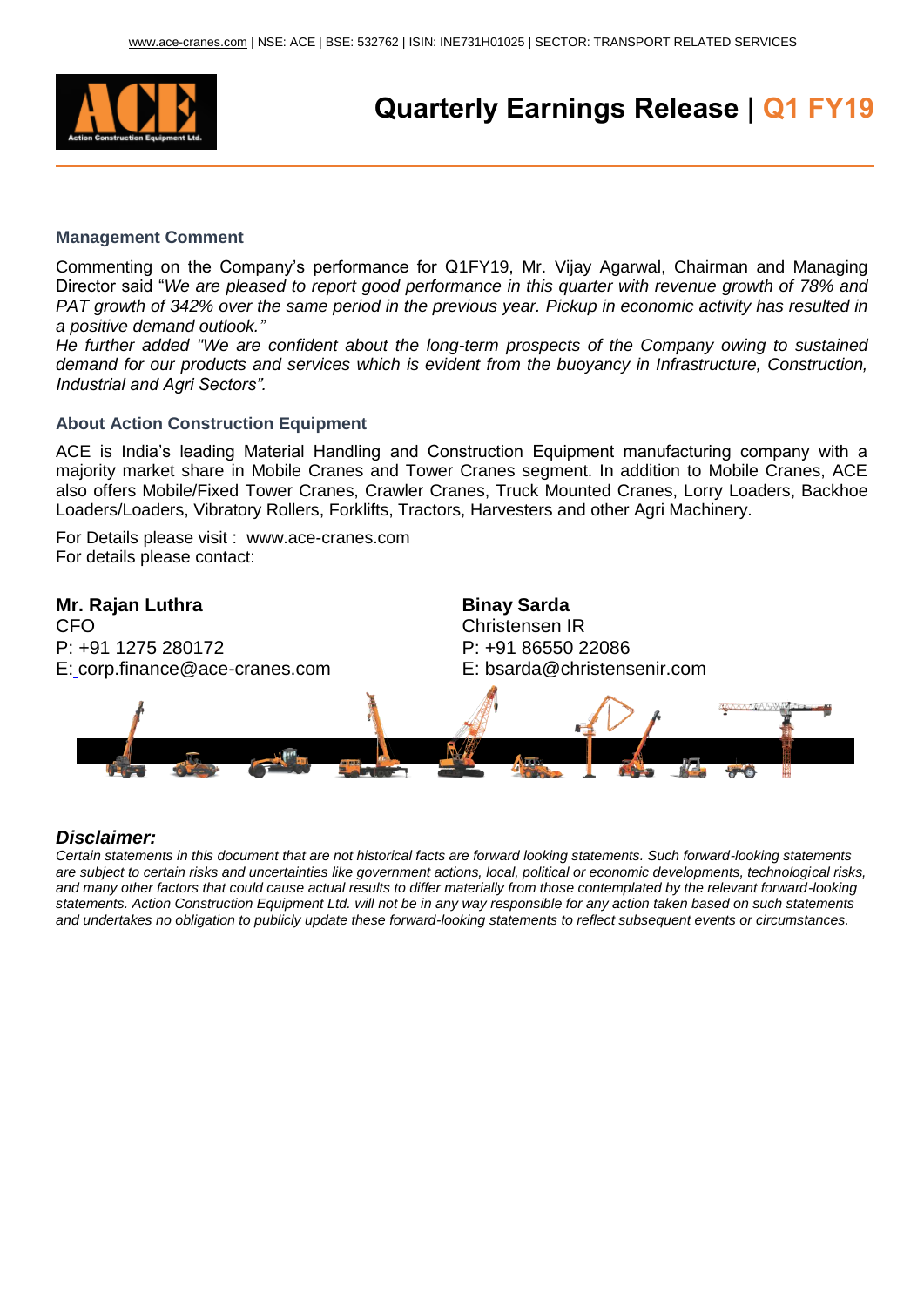## Management Comment

Commenting on the Company's performance for Q1FY19, Mr. Vijay Agarwal, Chairman and Managing Director said "*We are pleased to report good performance in this quarter with revenue growth of 78% and PAT growth of 342% over the same period in the previous year. Pickup in economic activity has resulted in a positive demand outlook."*

*He further added "We are confident about the long-term prospects of the Company owing to sustained demand for our products and services which is evident from the buoyancy in Infrastructure, Construction, Industrial and Agri Sectors".*

## About Action Construction Equipment

ACE is India's leading Material Handling and Construction Equipment manufacturing company with a majority market share in Mobile Cranes and Tower Cranes segment. In addition to Mobile Cranes, ACE also offers Mobile/Fixed Tower Cranes, Crawler Cranes, Truck Mounted Cranes, Lorry Loaders, Backhoe Loaders/Loaders, Vibratory Rollers, Forklifts, Tractors, Harvesters and other Agri Machinery.

For Details please visit : www.ace-cranes.com
For details please contact:

**Mr. Rajan Luthra**
CFO
P: +91 1275 280172
E: corp.finance@ace-cranes.com

**Binay Sarda**
Christensen IR
P: +91 86550 22086
E: bsarda@christensenir.com

### *Disclaimer:*

*Certain statements in this document that are not historical facts are forward looking statements. Such forward-looking statements are subject to certain risks and uncertainties like government actions, local, political or economic developments, technological risks, and many other factors that could cause actual results to differ materially from those contemplated by the relevant forward-looking statements. Action Construction Equipment Ltd. will not be in any way responsible for any action taken based on such statements and undertakes no obligation to publicly update these forward-looking statements to reflect subsequent events or circumstances.*